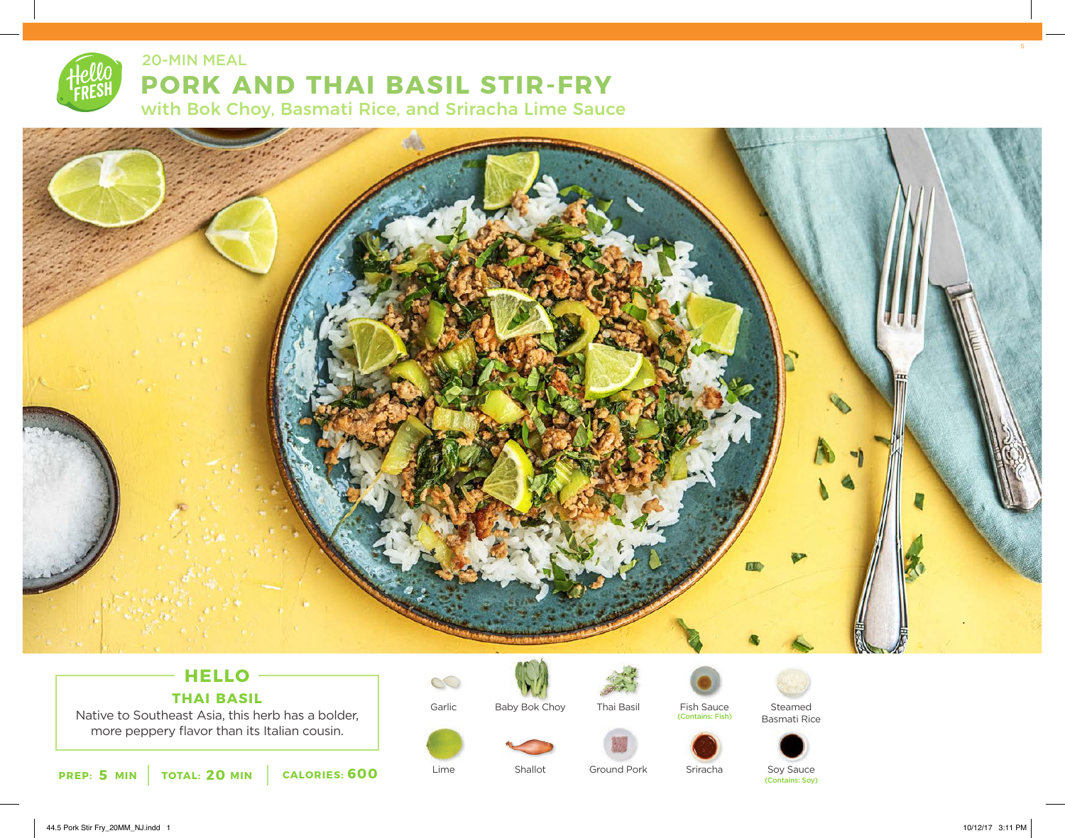20-MIN MEAL

# PORK AND THAI BASIL STIR-FRY

## with Bok Choy, Basmati Rice, and Sriracha Lime Sauce

## HELLO

### THAI BASIL

Native to Southeast Asia, this herb has a bolder, more peppery flavor than its Italian cousin.

**PREP: 5 MIN** | **TOTAL: 20 MIN** | **CALORIES: 600**

- Garlic
- Baby Bok Choy
- Thai Basil
- Fish Sauce (Contains: Fish)
- Steamed Basmati Rice
- Lime
- Shallot
- Ground Pork
- Sriracha
- Soy Sauce (Contains: Soy)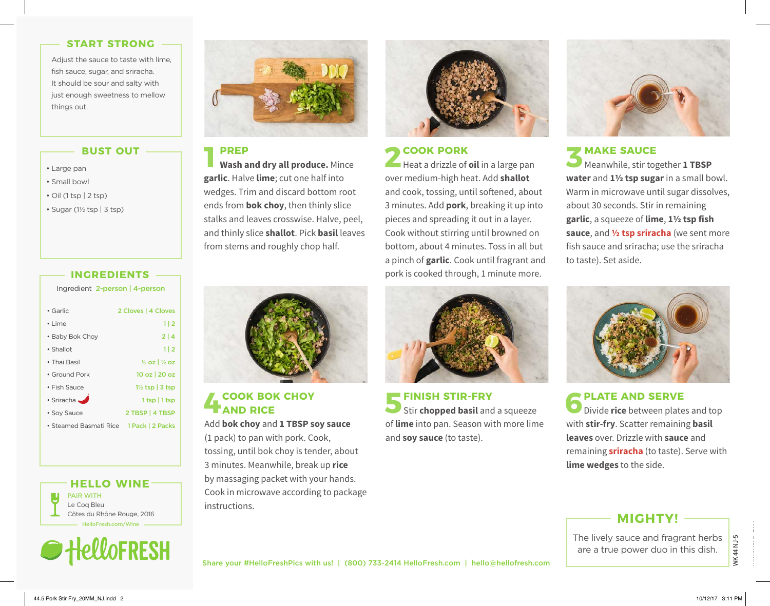## START STRONG

Adjust the sauce to taste with lime, fish sauce, sugar, and sriracha. It should be sour and salty with just enough sweetness to mellow things out.

## BUST OUT

- Large pan
- Small bowl
- Oil (1 tsp | 2 tsp)
- Sugar (1½ tsp | 3 tsp)

## INGREDIENTS

| Ingredient | 2-person \| 4-person |
|---|---|
| Garlic | 2 Cloves \| 4 Cloves |
| Lime | 1 \| 2 |
| Baby Bok Choy | 2 \| 4 |
| Shallot | 1 \| 2 |
| Thai Basil | ½ oz \| ½ oz |
| Ground Pork | 10 oz \| 20 oz |
| Fish Sauce | 1½ tsp \| 3 tsp |
| Sriracha | 1 tsp \| 1 tsp |
| Soy Sauce | 2 TBSP \| 4 TBSP |
| Steamed Basmati Rice | 1 Pack \| 2 Packs |

## HELLO WINE

PAIR WITH
Le Coq Bleu
Côtes du Rhône Rouge, 2016
HelloFresh.com/Wine

HelloFRESH

## 1 PREP

**Wash and dry all produce.** Mince **garlic**. Halve **lime**; cut one half into wedges. Trim and discard bottom root ends from **bok choy**, then thinly slice stalks and leaves crosswise. Halve, peel, and thinly slice **shallot**. Pick **basil** leaves from stems and roughly chop half.

## 2 COOK PORK

Heat a drizzle of **oil** in a large pan over medium-high heat. Add **shallot** and cook, tossing, until softened, about 3 minutes. Add **pork**, breaking it up into pieces and spreading it out in a layer. Cook without stirring until browned on bottom, about 4 minutes. Toss in all but a pinch of **garlic**. Cook until fragrant and pork is cooked through, 1 minute more.

## 3 MAKE SAUCE

Meanwhile, stir together **1 TBSP water** and **1½ tsp sugar** in a small bowl. Warm in microwave until sugar dissolves, about 30 seconds. Stir in remaining **garlic**, a squeeze of **lime**, **1½ tsp fish sauce**, and **½ tsp sriracha** (we sent more fish sauce and sriracha; use the sriracha to taste). Set aside.

## 4 COOK BOK CHOY AND RICE

Add **bok choy** and **1 TBSP soy sauce** (1 pack) to pan with pork. Cook, tossing, until bok choy is tender, about 3 minutes. Meanwhile, break up **rice** by massaging packet with your hands. Cook in microwave according to package instructions.

## 5 FINISH STIR-FRY

Stir **chopped basil** and a squeeze of **lime** into pan. Season with more lime and **soy sauce** (to taste).

## 6 PLATE AND SERVE

Divide **rice** between plates and top with **stir-fry**. Scatter remaining **basil leaves** over. Drizzle with **sauce** and remaining **sriracha** (to taste). Serve with **lime wedges** to the side.

## MIGHTY!

The lively sauce and fragrant herbs are a true power duo in this dish.

Share your #HelloFreshPics with us! | (800) 733-2414 HelloFresh.com | hello@hellofresh.com

WK 44 NJ-5